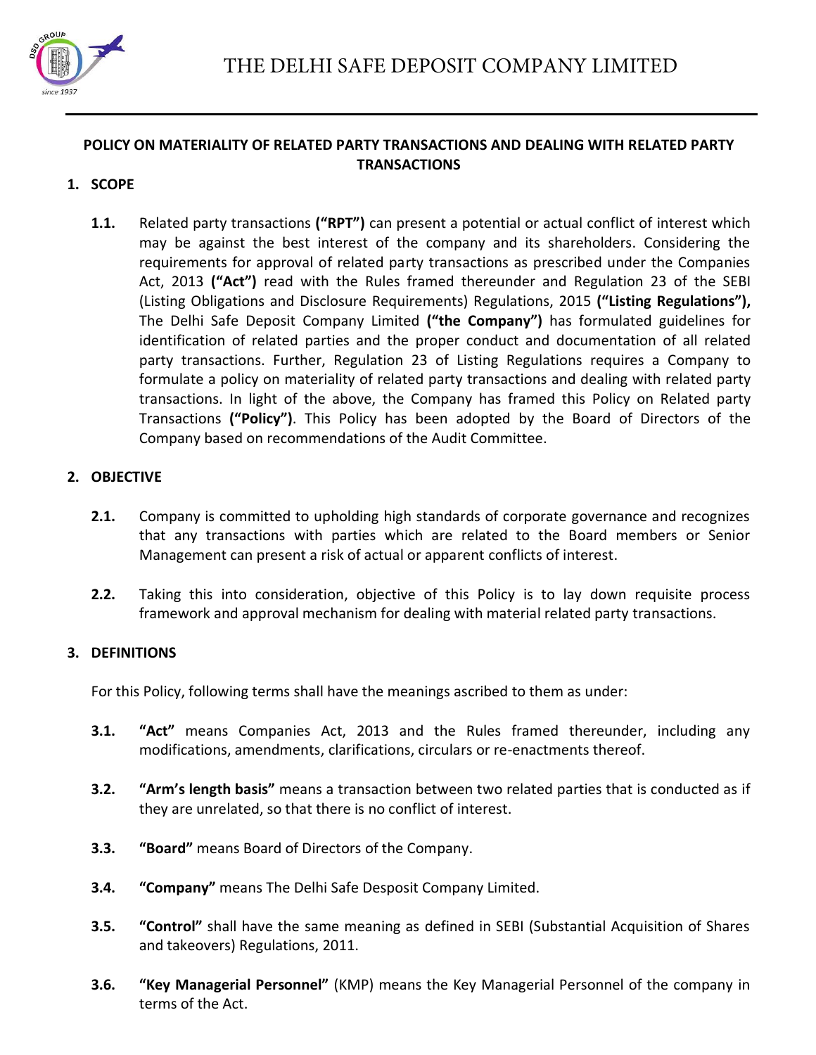# THE DELHI SAFE DEPOSIT COMPANY LIMITED

## POLICY ON MATERIALITY OF RELATED PARTY TRANSACTIONS AND DEALING WITH RELATED PARTY TRANSACTIONS

### 1. SCOPE

**1.1.** Related party transactions **("RPT")** can present a potential or actual conflict of interest which may be against the best interest of the company and its shareholders. Considering the requirements for approval of related party transactions as prescribed under the Companies Act, 2013 **("Act")** read with the Rules framed thereunder and Regulation 23 of the SEBI (Listing Obligations and Disclosure Requirements) Regulations, 2015 **("Listing Regulations"),** The Delhi Safe Deposit Company Limited **("the Company")** has formulated guidelines for identification of related parties and the proper conduct and documentation of all related party transactions. Further, Regulation 23 of Listing Regulations requires a Company to formulate a policy on materiality of related party transactions and dealing with related party transactions. In light of the above, the Company has framed this Policy on Related party Transactions **("Policy")**. This Policy has been adopted by the Board of Directors of the Company based on recommendations of the Audit Committee.

### 2. OBJECTIVE

**2.1.** Company is committed to upholding high standards of corporate governance and recognizes that any transactions with parties which are related to the Board members or Senior Management can present a risk of actual or apparent conflicts of interest.

**2.2.** Taking this into consideration, objective of this Policy is to lay down requisite process framework and approval mechanism for dealing with material related party transactions.

### 3. DEFINITIONS

For this Policy, following terms shall have the meanings ascribed to them as under:

**3.1.** **"Act"** means Companies Act, 2013 and the Rules framed thereunder, including any modifications, amendments, clarifications, circulars or re-enactments thereof.

**3.2.** **"Arm's length basis"** means a transaction between two related parties that is conducted as if they are unrelated, so that there is no conflict of interest.

**3.3.** **"Board"** means Board of Directors of the Company.

**3.4.** **"Company"** means The Delhi Safe Desposit Company Limited.

**3.5.** **"Control"** shall have the same meaning as defined in SEBI (Substantial Acquisition of Shares and takeovers) Regulations, 2011.

**3.6.** **"Key Managerial Personnel"** (KMP) means the Key Managerial Personnel of the company in terms of the Act.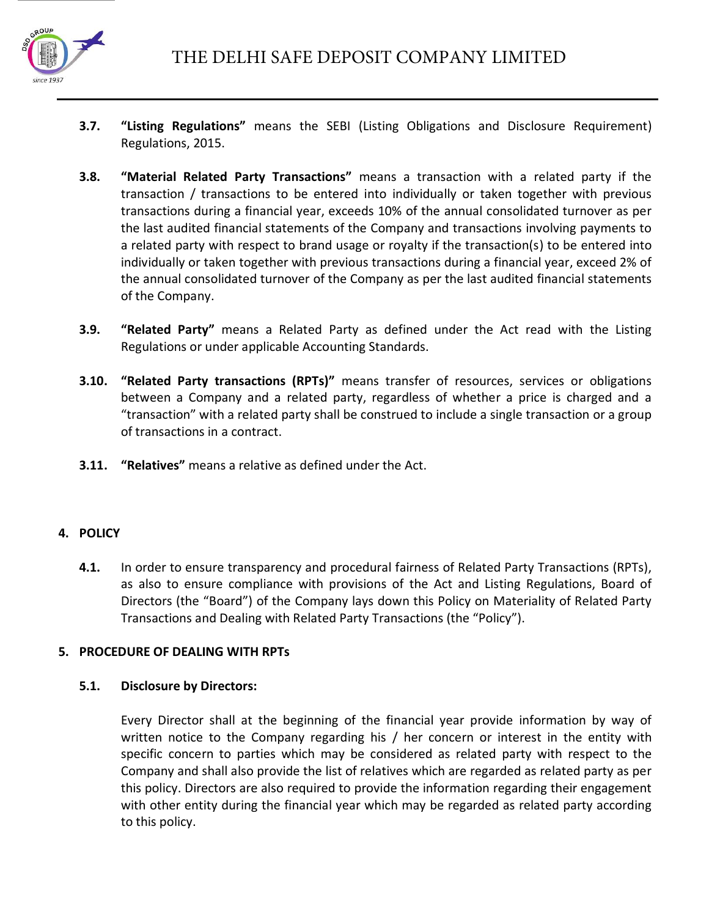**3.7. "Listing Regulations"** means the SEBI (Listing Obligations and Disclosure Requirement) Regulations, 2015.

**3.8. "Material Related Party Transactions"** means a transaction with a related party if the transaction / transactions to be entered into individually or taken together with previous transactions during a financial year, exceeds 10% of the annual consolidated turnover as per the last audited financial statements of the Company and transactions involving payments to a related party with respect to brand usage or royalty if the transaction(s) to be entered into individually or taken together with previous transactions during a financial year, exceed 2% of the annual consolidated turnover of the Company as per the last audited financial statements of the Company.

**3.9. "Related Party"** means a Related Party as defined under the Act read with the Listing Regulations or under applicable Accounting Standards.

**3.10. "Related Party transactions (RPTs)"** means transfer of resources, services or obligations between a Company and a related party, regardless of whether a price is charged and a "transaction" with a related party shall be construed to include a single transaction or a group of transactions in a contract.

**3.11. "Relatives"** means a relative as defined under the Act.

## 4. POLICY

**4.1.** In order to ensure transparency and procedural fairness of Related Party Transactions (RPTs), as also to ensure compliance with provisions of the Act and Listing Regulations, Board of Directors (the "Board") of the Company lays down this Policy on Materiality of Related Party Transactions and Dealing with Related Party Transactions (the "Policy").

## 5. PROCEDURE OF DEALING WITH RPTs

### 5.1. Disclosure by Directors:

Every Director shall at the beginning of the financial year provide information by way of written notice to the Company regarding his / her concern or interest in the entity with specific concern to parties which may be considered as related party with respect to the Company and shall also provide the list of relatives which are regarded as related party as per this policy. Directors are also required to provide the information regarding their engagement with other entity during the financial year which may be regarded as related party according to this policy.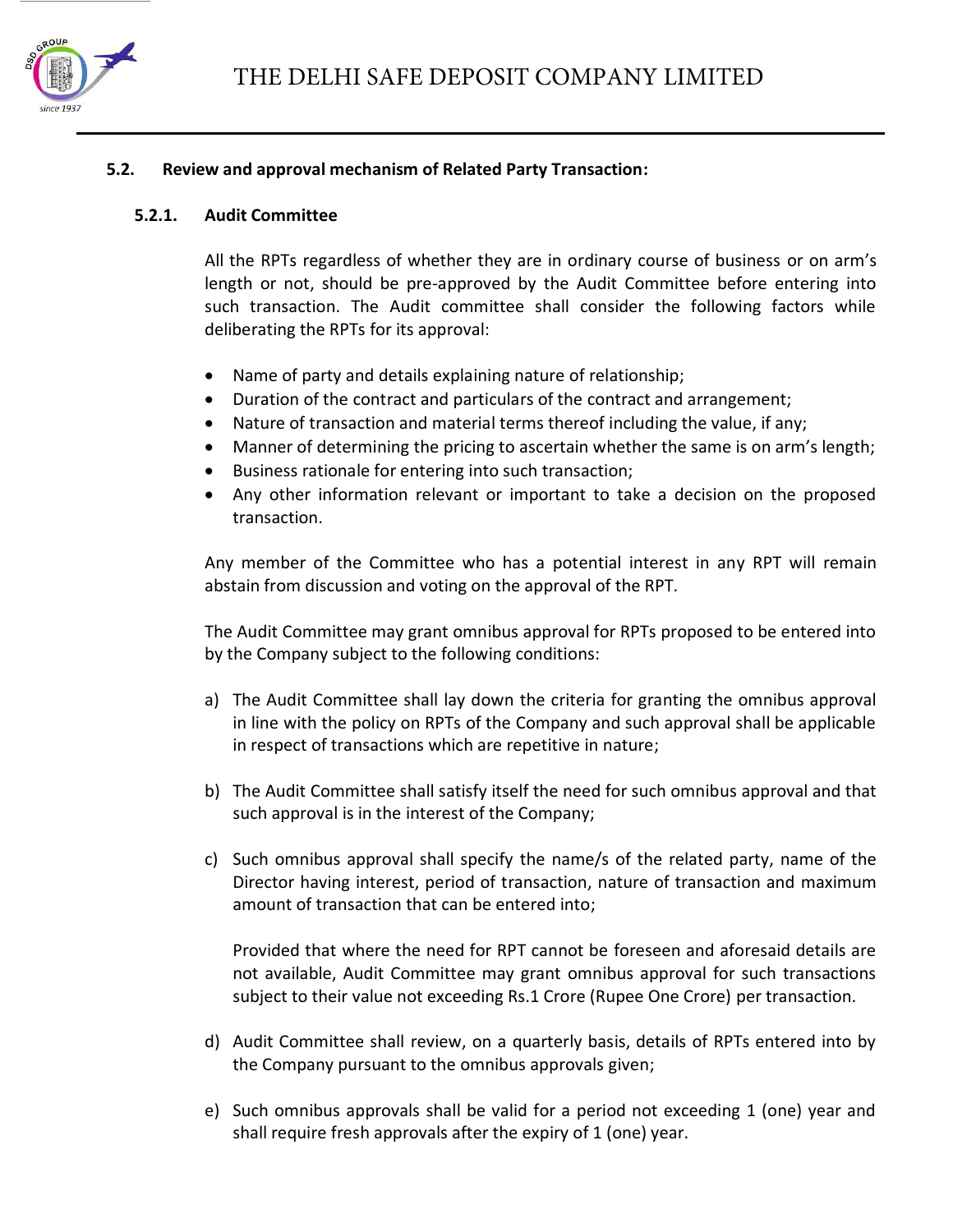### 5.2. Review and approval mechanism of Related Party Transaction:

#### 5.2.1. Audit Committee

All the RPTs regardless of whether they are in ordinary course of business or on arm's length or not, should be pre-approved by the Audit Committee before entering into such transaction. The Audit committee shall consider the following factors while deliberating the RPTs for its approval:

- Name of party and details explaining nature of relationship;
- Duration of the contract and particulars of the contract and arrangement;
- Nature of transaction and material terms thereof including the value, if any;
- Manner of determining the pricing to ascertain whether the same is on arm's length;
- Business rationale for entering into such transaction;
- Any other information relevant or important to take a decision on the proposed transaction.

Any member of the Committee who has a potential interest in any RPT will remain abstain from discussion and voting on the approval of the RPT.

The Audit Committee may grant omnibus approval for RPTs proposed to be entered into by the Company subject to the following conditions:

a) The Audit Committee shall lay down the criteria for granting the omnibus approval in line with the policy on RPTs of the Company and such approval shall be applicable in respect of transactions which are repetitive in nature;

b) The Audit Committee shall satisfy itself the need for such omnibus approval and that such approval is in the interest of the Company;

c) Such omnibus approval shall specify the name/s of the related party, name of the Director having interest, period of transaction, nature of transaction and maximum amount of transaction that can be entered into;

   Provided that where the need for RPT cannot be foreseen and aforesaid details are not available, Audit Committee may grant omnibus approval for such transactions subject to their value not exceeding Rs.1 Crore (Rupee One Crore) per transaction.

d) Audit Committee shall review, on a quarterly basis, details of RPTs entered into by the Company pursuant to the omnibus approvals given;

e) Such omnibus approvals shall be valid for a period not exceeding 1 (one) year and shall require fresh approvals after the expiry of 1 (one) year.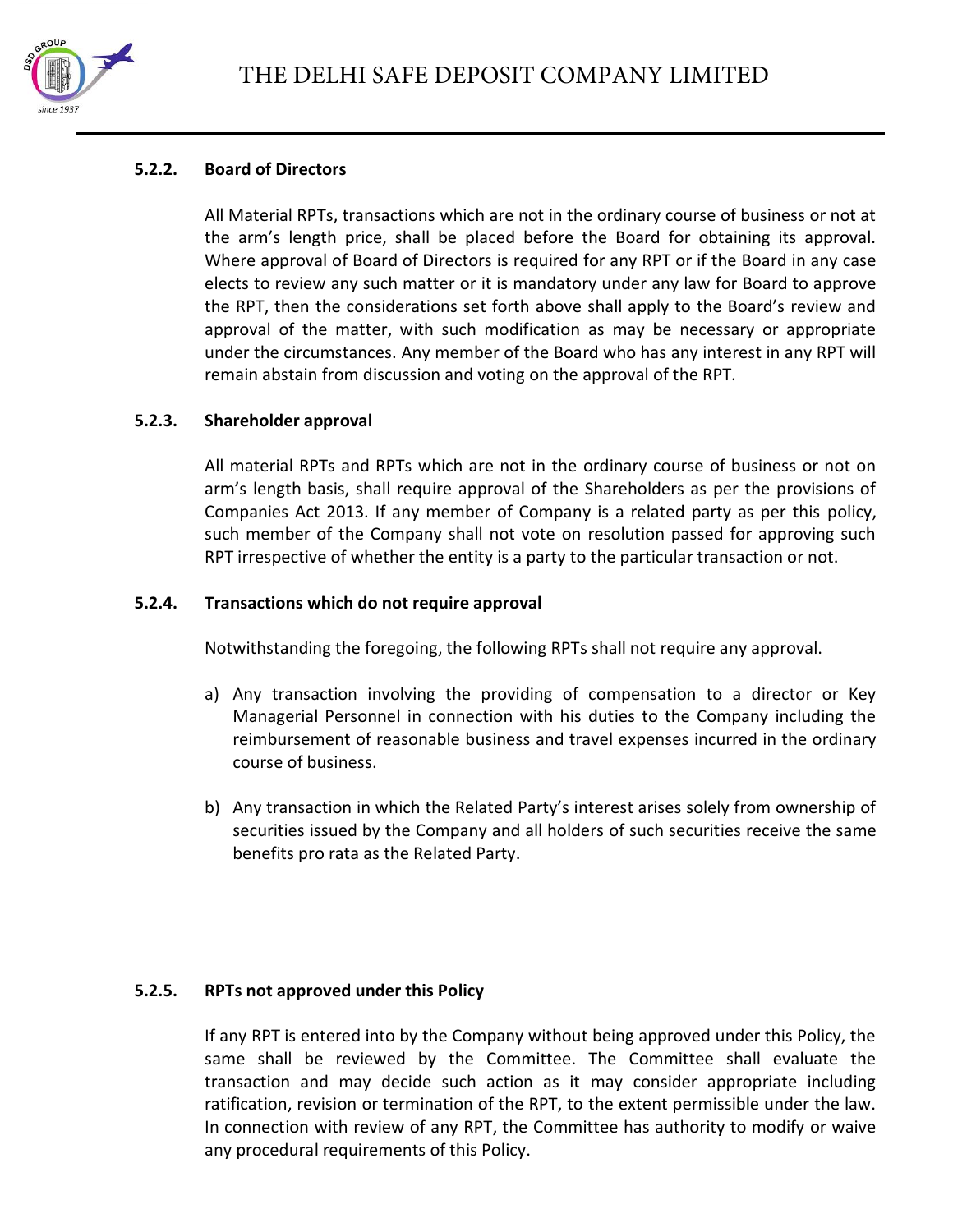#### 5.2.2. Board of Directors

All Material RPTs, transactions which are not in the ordinary course of business or not at the arm's length price, shall be placed before the Board for obtaining its approval. Where approval of Board of Directors is required for any RPT or if the Board in any case elects to review any such matter or it is mandatory under any law for Board to approve the RPT, then the considerations set forth above shall apply to the Board's review and approval of the matter, with such modification as may be necessary or appropriate under the circumstances. Any member of the Board who has any interest in any RPT will remain abstain from discussion and voting on the approval of the RPT.

#### 5.2.3. Shareholder approval

All material RPTs and RPTs which are not in the ordinary course of business or not on arm's length basis, shall require approval of the Shareholders as per the provisions of Companies Act 2013. If any member of Company is a related party as per this policy, such member of the Company shall not vote on resolution passed for approving such RPT irrespective of whether the entity is a party to the particular transaction or not.

#### 5.2.4. Transactions which do not require approval

Notwithstanding the foregoing, the following RPTs shall not require any approval.

a) Any transaction involving the providing of compensation to a director or Key Managerial Personnel in connection with his duties to the Company including the reimbursement of reasonable business and travel expenses incurred in the ordinary course of business.

b) Any transaction in which the Related Party's interest arises solely from ownership of securities issued by the Company and all holders of such securities receive the same benefits pro rata as the Related Party.

#### 5.2.5. RPTs not approved under this Policy

If any RPT is entered into by the Company without being approved under this Policy, the same shall be reviewed by the Committee. The Committee shall evaluate the transaction and may decide such action as it may consider appropriate including ratification, revision or termination of the RPT, to the extent permissible under the law. In connection with review of any RPT, the Committee has authority to modify or waive any procedural requirements of this Policy.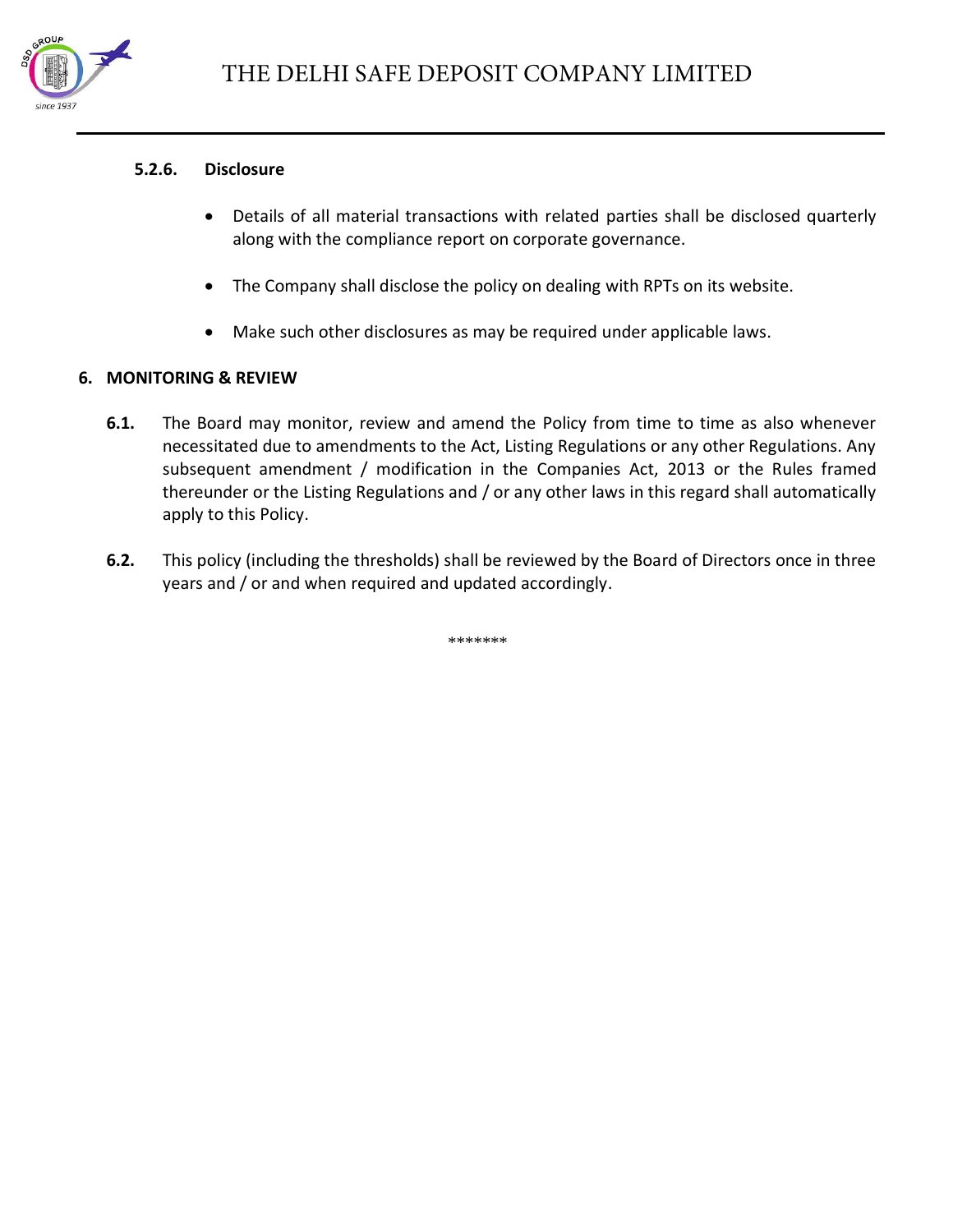#### 5.2.6. Disclosure

- Details of all material transactions with related parties shall be disclosed quarterly along with the compliance report on corporate governance.

- The Company shall disclose the policy on dealing with RPTs on its website.

- Make such other disclosures as may be required under applicable laws.

## 6. MONITORING & REVIEW

**6.1.** The Board may monitor, review and amend the Policy from time to time as also whenever necessitated due to amendments to the Act, Listing Regulations or any other Regulations. Any subsequent amendment / modification in the Companies Act, 2013 or the Rules framed thereunder or the Listing Regulations and / or any other laws in this regard shall automatically apply to this Policy.

**6.2.** This policy (including the thresholds) shall be reviewed by the Board of Directors once in three years and / or and when required and updated accordingly.

*******